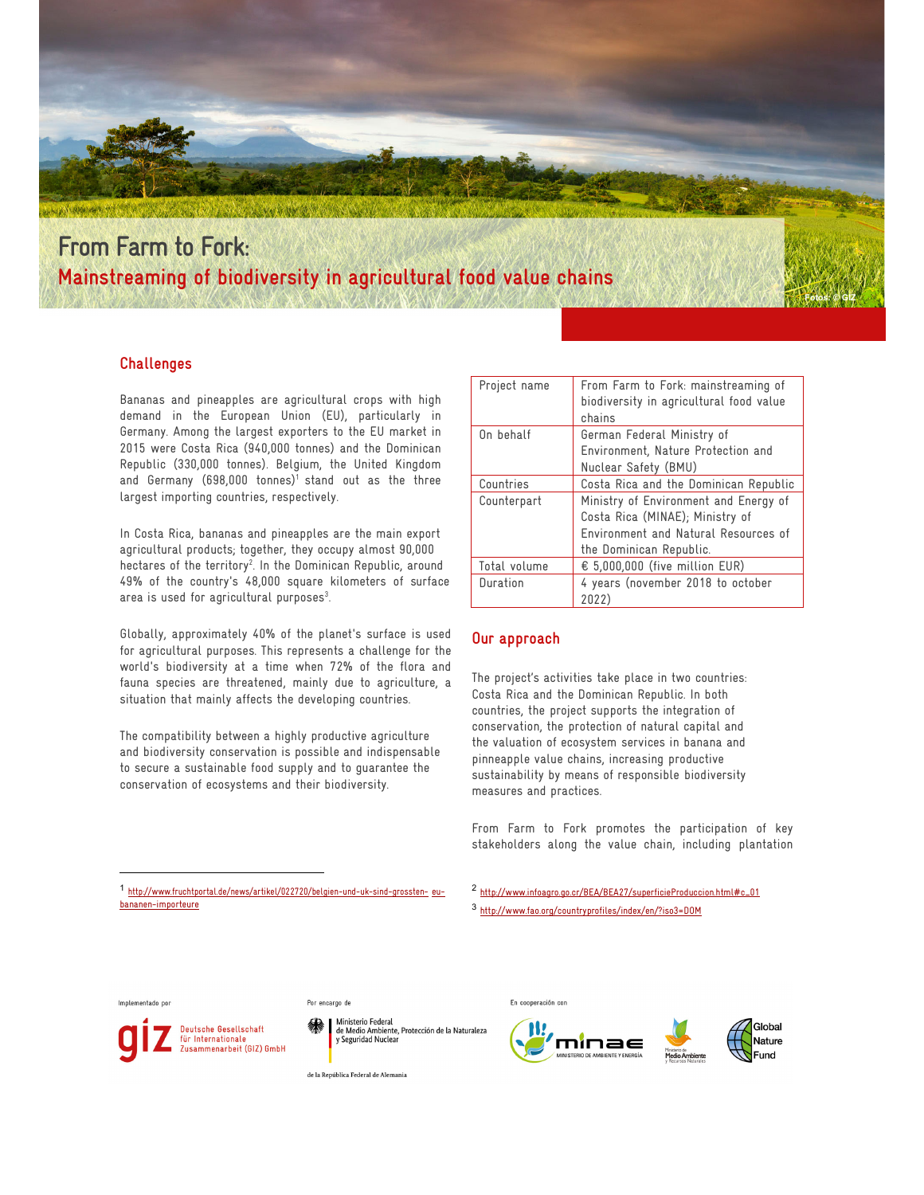# From Farm to Fork:

## Mainstreaming of biodiversity in agricultural food value chains

Fotos: © GIZ

### Challenges

Bananas and pineapples are agricultural crops with high demand in the European Union (EU), particularly in Germany. Among the largest exporters to the EU market in 2015 were Costa Rica (940,000 tonnes) and the Dominican Republic (330,000 tonnes). Belgium, the United Kingdom and Germany (698,000 tonnes)[1] stand out as the three largest importing countries, respectively.

In Costa Rica, bananas and pineapples are the main export agricultural products; together, they occupy almost 90,000 hectares of the territory[2]. In the Dominican Republic, around 49% of the country's 48,000 square kilometers of surface area is used for agricultural purposes[3].

Globally, approximately 40% of the planet's surface is used for agricultural purposes. This represents a challenge for the world's biodiversity at a time when 72% of the flora and fauna species are threatened, mainly due to agriculture, a situation that mainly affects the developing countries.

The compatibility between a highly productive agriculture and biodiversity conservation is possible and indispensable to secure a sustainable food supply and to guarantee the conservation of ecosystems and their biodiversity.

| Project name | From Farm to Fork: mainstreaming of biodiversity in agricultural food value chains |
|---|---|
| On behalf | German Federal Ministry of Environment, Nature Protection and Nuclear Safety (BMU) |
| Countries | Costa Rica and the Dominican Republic |
| Counterpart | Ministry of Environment and Energy of Costa Rica (MINAE); Ministry of Environment and Natural Resources of the Dominican Republic. |
| Total volume | € 5,000,000 (five million EUR) |
| Duration | 4 years (november 2018 to october 2022) |

### Our approach

The project's activities take place in two countries: Costa Rica and the Dominican Republic. In both countries, the project supports the integration of conservation, the protection of natural capital and the valuation of ecosystem services in banana and pinneapple value chains, increasing productive sustainability by means of responsible biodiversity measures and practices.

From Farm to Fork promotes the participation of key stakeholders along the value chain, including plantation

[1] http://www.fruchtportal.de/news/artikel/022720/belgien-und-uk-sind-grossten- eu-bananen-importeure

[2] http://www.infoagro.go.cr/BEA/BEA27/superficieProduccion.html#c_01

[3] http://www.fao.org/countryprofiles/index/en/?iso3=DOM

Implementado por: Deutsche Gesellschaft für Internationale Zusammenarbeit (GIZ) GmbH

Por encargo de: Ministerio Federal de Medio Ambiente, Protección de la Naturaleza y Seguridad Nuclear de la República Federal de Alemania

En cooperación con: MINAE – Ministerio de Ambiente y Energía; Ministerio de Medio Ambiente y Recursos Naturales; Global Nature Fund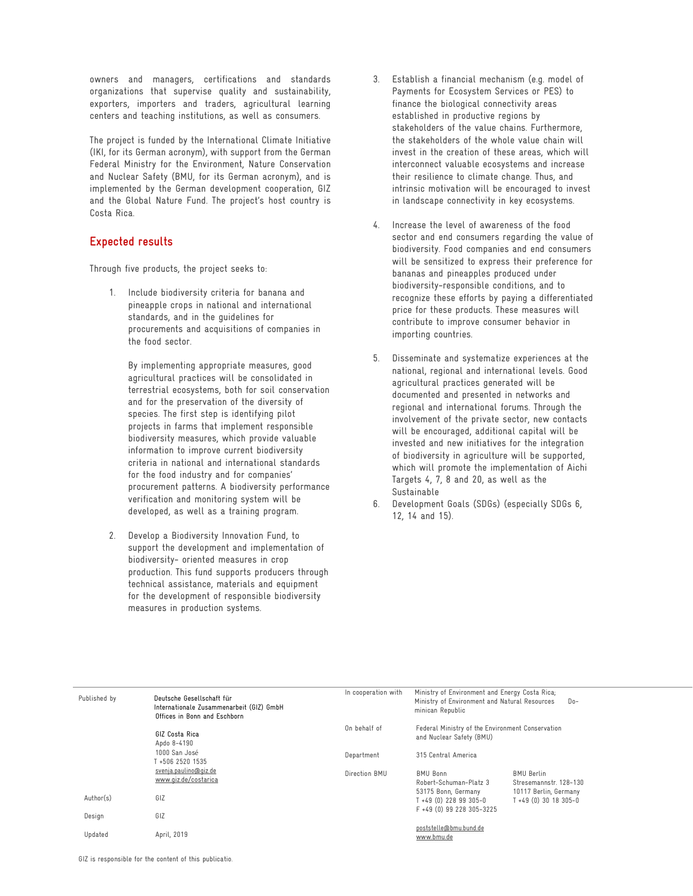owners and managers, certifications and standards organizations that supervise quality and sustainability, exporters, importers and traders, agricultural learning centers and teaching institutions, as well as consumers.

The project is funded by the International Climate Initiative (IKI, for its German acronym), with support from the German Federal Ministry for the Environment, Nature Conservation and Nuclear Safety (BMU, for its German acronym), and is implemented by the German development cooperation, GIZ and the Global Nature Fund. The project's host country is Costa Rica.

## Expected results

Through five products, the project seeks to:

1. Include biodiversity criteria for banana and pineapple crops in national and international standards, and in the guidelines for procurements and acquisitions of companies in the food sector.

   By implementing appropriate measures, good agricultural practices will be consolidated in terrestrial ecosystems, both for soil conservation and for the preservation of the diversity of species. The first step is identifying pilot projects in farms that implement responsible biodiversity measures, which provide valuable information to improve current biodiversity criteria in national and international standards for the food industry and for companies' procurement patterns. A biodiversity performance verification and monitoring system will be developed, as well as a training program.

2. Develop a Biodiversity Innovation Fund, to support the development and implementation of biodiversity- oriented measures in crop production. This fund supports producers through technical assistance, materials and equipment for the development of responsible biodiversity measures in production systems.

3. Establish a financial mechanism (e.g. model of Payments for Ecosystem Services or PES) to finance the biological connectivity areas established in productive regions by stakeholders of the value chains. Furthermore, the stakeholders of the whole value chain will invest in the creation of these areas, which will interconnect valuable ecosystems and increase their resilience to climate change. Thus, and intrinsic motivation will be encouraged to invest in landscape connectivity in key ecosystems.

4. Increase the level of awareness of the food sector and end consumers regarding the value of biodiversity. Food companies and end consumers will be sensitized to express their preference for bananas and pineapples produced under biodiversity-responsible conditions, and to recognize these efforts by paying a differentiated price for these products. These measures will contribute to improve consumer behavior in importing countries.

5. Disseminate and systematize experiences at the national, regional and international levels. Good agricultural practices generated will be documented and presented in networks and regional and international forums. Through the involvement of the private sector, new contacts will be encouraged, additional capital will be invested and new initiatives for the integration of biodiversity in agriculture will be supported, which will promote the implementation of Aichi Targets 4, 7, 8 and 20, as well as the Sustainable

6. Development Goals (SDGs) (especially SDGs 6, 12, 14 and 15).

| | | | | |
|---|---|---|---|---|
| Published by | Deutsche Gesellschaft für Internationale Zusammenarbeit (GIZ) GmbH Offices in Bonn and Eschborn<br><br>GIZ Costa Rica<br>Apdo 8-4190<br>1000 San José<br>T +506 2520 1535<br>svenja.paulino@giz.de<br>www.giz.de/costarica | In cooperation with | Ministry of Environment and Energy Costa Rica; Ministry of Environment and Natural Resources Do-minican Republic | |
| | | On behalf of | Federal Ministry of the Environment Conservation and Nuclear Safety (BMU) | |
| | | Department | 315 Central America | |
| | | Direction BMU | BMU Bonn<br>Robert-Schuman-Platz 3<br>53175 Bonn, Germany<br>T +49 (0) 228 99 305-0<br>F +49 (0) 99 228 305-3225 | BMU Berlin<br>Stresemannstr. 128-130<br>10117 Berlin, Germany<br>T +49 (0) 30 18 305-0 |
| Author(s) | GIZ | | | |
| Design | GIZ | | | |
| Updated | April, 2019 | | poststelle@bmu.bund.de<br>www.bmu.de | |

GIZ is responsible for the content of this publicatio.